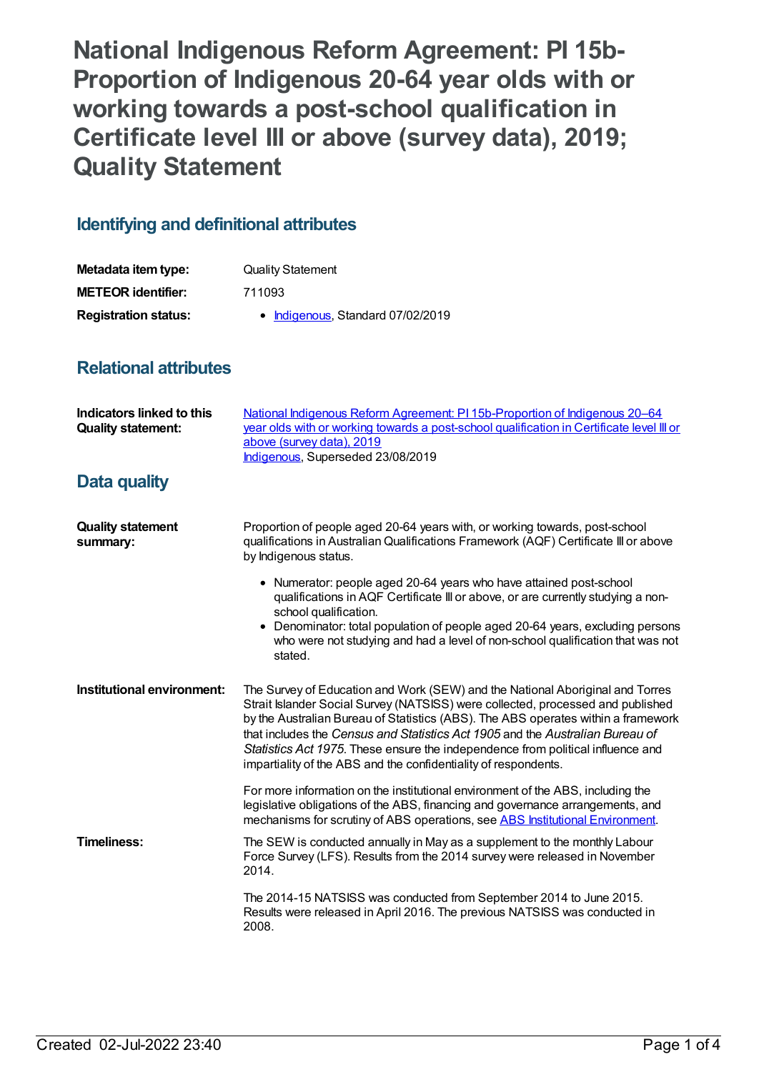# National Indigenous Reform Agreement: PI 15b-Proportion of Indigenous 20-64 year olds with or working towards a post-school qualification in Certificate level III or above (survey data), 2019; Quality Statement

## Identifying and definitional attributes

| | |
|---|---|
| **Metadata item type:** | Quality Statement |
| **METEOR identifier:** | 711093 |
| **Registration status:** | • Indigenous, Standard 07/02/2019 |

## Relational attributes

| | |
|---|---|
| **Indicators linked to this Quality statement:** | National Indigenous Reform Agreement: PI 15b-Proportion of Indigenous 20–64 year olds with or working towards a post-school qualification in Certificate level III or above (survey data), 2019<br>Indigenous, Superseded 23/08/2019 |

## Data quality

**Quality statement summary:**

Proportion of people aged 20-64 years with, or working towards, post-school qualifications in Australian Qualifications Framework (AQF) Certificate III or above by Indigenous status.

- Numerator: people aged 20-64 years who have attained post-school qualifications in AQF Certificate III or above, or are currently studying a non-school qualification.
- Denominator: total population of people aged 20-64 years, excluding persons who were not studying and had a level of non-school qualification that was not stated.

**Institutional environment:**

The Survey of Education and Work (SEW) and the National Aboriginal and Torres Strait Islander Social Survey (NATSISS) were collected, processed and published by the Australian Bureau of Statistics (ABS). The ABS operates within a framework that includes the *Census and Statistics Act 1905* and the *Australian Bureau of Statistics Act 1975*. These ensure the independence from political influence and impartiality of the ABS and the confidentiality of respondents.

For more information on the institutional environment of the ABS, including the legislative obligations of the ABS, financing and governance arrangements, and mechanisms for scrutiny of ABS operations, see ABS Institutional Environment.

**Timeliness:**

The SEW is conducted annually in May as a supplement to the monthly Labour Force Survey (LFS). Results from the 2014 survey were released in November 2014.

The 2014-15 NATSISS was conducted from September 2014 to June 2015. Results were released in April 2016. The previous NATSISS was conducted in 2008.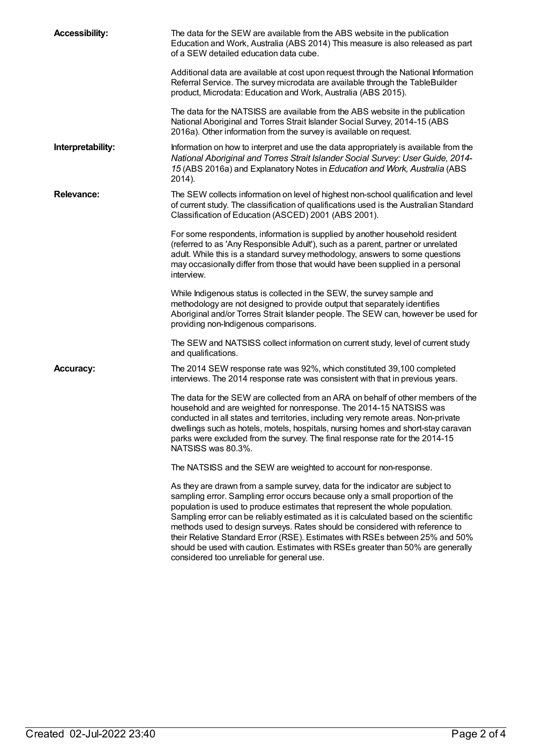**Accessibility:**

The data for the SEW are available from the ABS website in the publication Education and Work, Australia (ABS 2014) This measure is also released as part of a SEW detailed education data cube.

Additional data are available at cost upon request through the National Information Referral Service. The survey microdata are available through the TableBuilder product, Microdata: Education and Work, Australia (ABS 2015).

The data for the NATSISS are available from the ABS website in the publication National Aboriginal and Torres Strait Islander Social Survey, 2014-15 (ABS 2016a). Other information from the survey is available on request.

**Interpretability:**

Information on how to interpret and use the data appropriately is available from the *National Aboriginal and Torres Strait Islander Social Survey: User Guide, 2014-15* (ABS 2016a) and Explanatory Notes in *Education and Work, Australia* (ABS 2014).

**Relevance:**

The SEW collects information on level of highest non-school qualification and level of current study. The classification of qualifications used is the Australian Standard Classification of Education (ASCED) 2001 (ABS 2001).

For some respondents, information is supplied by another household resident (referred to as 'Any Responsible Adult'), such as a parent, partner or unrelated adult. While this is a standard survey methodology, answers to some questions may occasionally differ from those that would have been supplied in a personal interview.

While Indigenous status is collected in the SEW, the survey sample and methodology are not designed to provide output that separately identifies Aboriginal and/or Torres Strait Islander people. The SEW can, however be used for providing non-Indigenous comparisons.

The SEW and NATSISS collect information on current study, level of current study and qualifications.

**Accuracy:**

The 2014 SEW response rate was 92%, which constituted 39,100 completed interviews. The 2014 response rate was consistent with that in previous years.

The data for the SEW are collected from an ARA on behalf of other members of the household and are weighted for nonresponse. The 2014-15 NATSISS was conducted in all states and territories, including very remote areas. Non-private dwellings such as hotels, motels, hospitals, nursing homes and short-stay caravan parks were excluded from the survey. The final response rate for the 2014-15 NATSISS was 80.3%.

The NATSISS and the SEW are weighted to account for non-response.

As they are drawn from a sample survey, data for the indicator are subject to sampling error. Sampling error occurs because only a small proportion of the population is used to produce estimates that represent the whole population. Sampling error can be reliably estimated as it is calculated based on the scientific methods used to design surveys. Rates should be considered with reference to their Relative Standard Error (RSE). Estimates with RSEs between 25% and 50% should be used with caution. Estimates with RSEs greater than 50% are generally considered too unreliable for general use.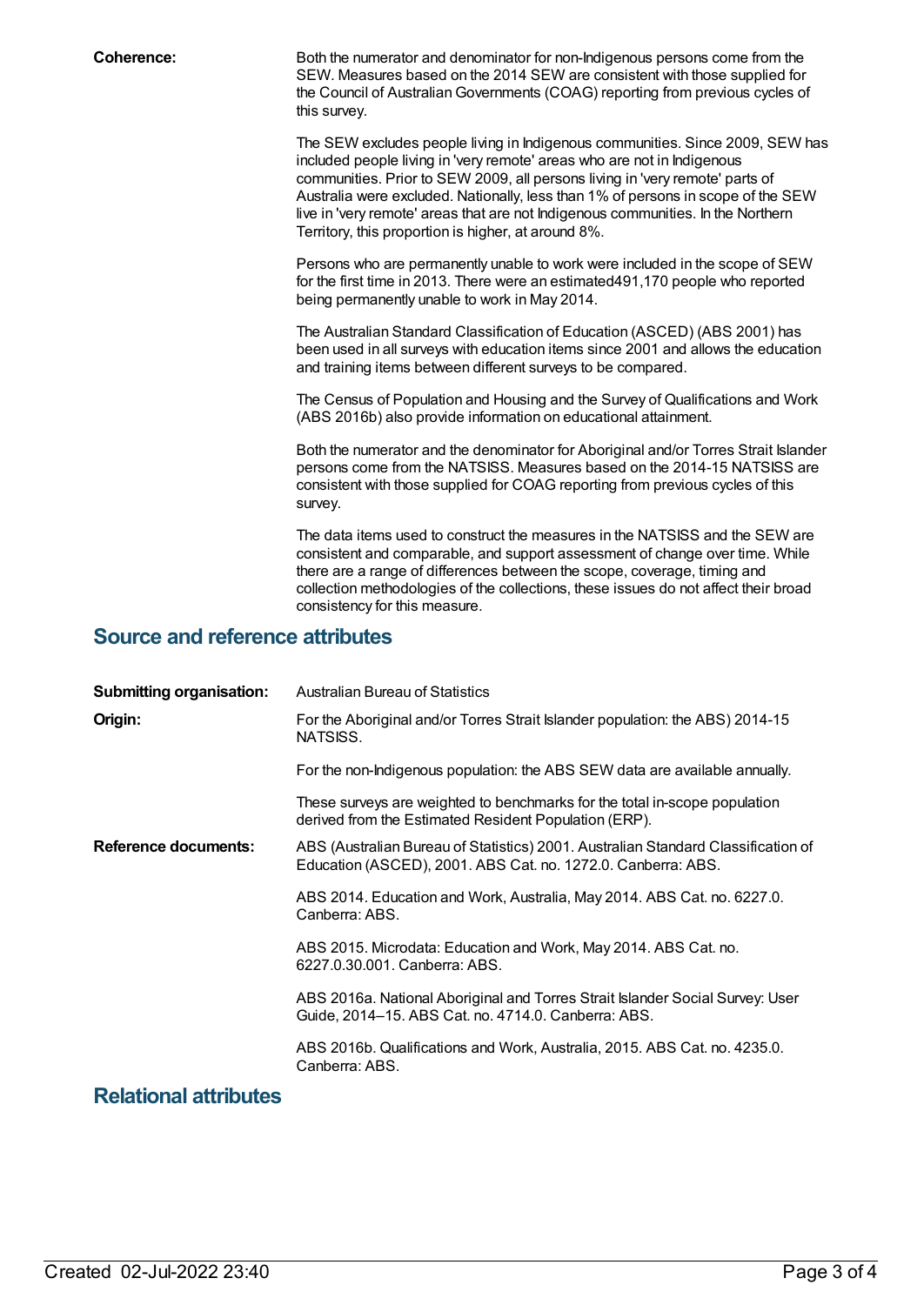**Coherence:**

Both the numerator and denominator for non-Indigenous persons come from the SEW. Measures based on the 2014 SEW are consistent with those supplied for the Council of Australian Governments (COAG) reporting from previous cycles of this survey.

The SEW excludes people living in Indigenous communities. Since 2009, SEW has included people living in 'very remote' areas who are not in Indigenous communities. Prior to SEW 2009, all persons living in 'very remote' parts of Australia were excluded. Nationally, less than 1% of persons in scope of the SEW live in 'very remote' areas that are not Indigenous communities. In the Northern Territory, this proportion is higher, at around 8%.

Persons who are permanently unable to work were included in the scope of SEW for the first time in 2013. There were an estimated491,170 people who reported being permanently unable to work in May 2014.

The Australian Standard Classification of Education (ASCED) (ABS 2001) has been used in all surveys with education items since 2001 and allows the education and training items between different surveys to be compared.

The Census of Population and Housing and the Survey of Qualifications and Work (ABS 2016b) also provide information on educational attainment.

Both the numerator and the denominator for Aboriginal and/or Torres Strait Islander persons come from the NATSISS. Measures based on the 2014-15 NATSISS are consistent with those supplied for COAG reporting from previous cycles of this survey.

The data items used to construct the measures in the NATSISS and the SEW are consistent and comparable, and support assessment of change over time. While there are a range of differences between the scope, coverage, timing and collection methodologies of the collections, these issues do not affect their broad consistency for this measure.

## Source and reference attributes

**Submitting organisation:** Australian Bureau of Statistics

**Origin:**

For the Aboriginal and/or Torres Strait Islander population: the ABS) 2014-15 NATSISS.

For the non-Indigenous population: the ABS SEW data are available annually.

These surveys are weighted to benchmarks for the total in-scope population derived from the Estimated Resident Population (ERP).

**Reference documents:**

ABS (Australian Bureau of Statistics) 2001. Australian Standard Classification of Education (ASCED), 2001. ABS Cat. no. 1272.0. Canberra: ABS.

ABS 2014. Education and Work, Australia, May 2014. ABS Cat. no. 6227.0. Canberra: ABS.

ABS 2015. Microdata: Education and Work, May 2014. ABS Cat. no. 6227.0.30.001. Canberra: ABS.

ABS 2016a. National Aboriginal and Torres Strait Islander Social Survey: User Guide, 2014–15. ABS Cat. no. 4714.0. Canberra: ABS.

ABS 2016b. Qualifications and Work, Australia, 2015. ABS Cat. no. 4235.0. Canberra: ABS.

## Relational attributes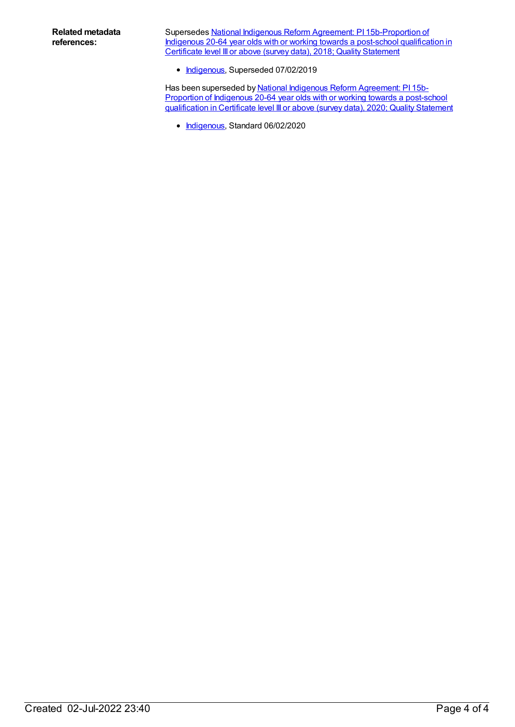**Related metadata references:**

Supersedes National Indigenous Reform Agreement: PI 15b-Proportion of Indigenous 20-64 year olds with or working towards a post-school qualification in Certificate level III or above (survey data), 2018; Quality Statement

- Indigenous, Superseded 07/02/2019

Has been superseded by National Indigenous Reform Agreement: PI 15b-Proportion of Indigenous 20-64 year olds with or working towards a post-school qualification in Certificate level III or above (survey data), 2020; Quality Statement

- Indigenous, Standard 06/02/2020